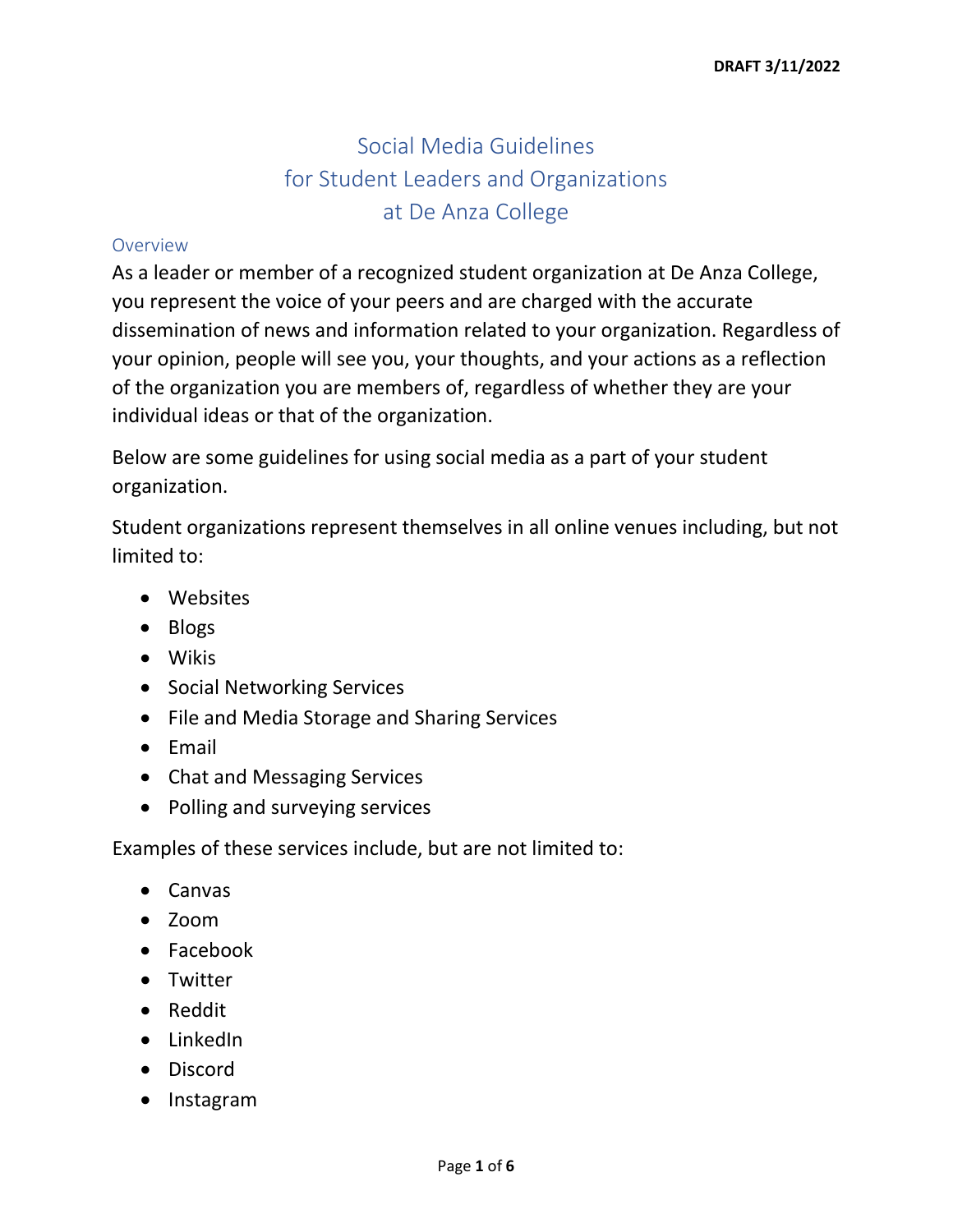DRAFT 3/11/2022

# Social Media Guidelines for Student Leaders and Organizations at De Anza College

## Overview

As a leader or member of a recognized student organization at De Anza College, you represent the voice of your peers and are charged with the accurate dissemination of news and information related to your organization. Regardless of your opinion, people will see you, your thoughts, and your actions as a reflection of the organization you are members of, regardless of whether they are your individual ideas or that of the organization.

Below are some guidelines for using social media as a part of your student organization.

Student organizations represent themselves in all online venues including, but not limited to:

- Websites
- Blogs
- Wikis
- Social Networking Services
- File and Media Storage and Sharing Services
- Email
- Chat and Messaging Services
- Polling and surveying services

Examples of these services include, but are not limited to:

- Canvas
- Zoom
- Facebook
- Twitter
- Reddit
- LinkedIn
- Discord
- Instagram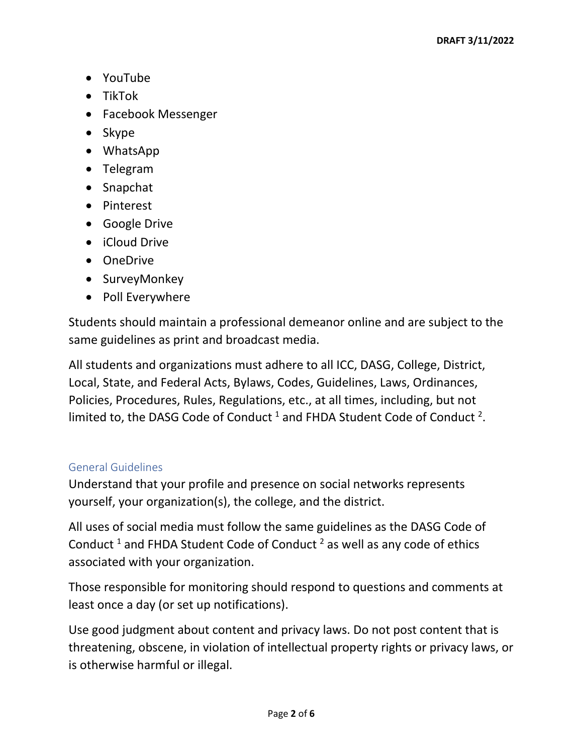- YouTube
- TikTok
- Facebook Messenger
- Skype
- WhatsApp
- Telegram
- Snapchat
- Pinterest
- Google Drive
- iCloud Drive
- OneDrive
- SurveyMonkey
- Poll Everywhere

Students should maintain a professional demeanor online and are subject to the same guidelines as print and broadcast media.

All students and organizations must adhere to all ICC, DASG, College, District, Local, State, and Federal Acts, Bylaws, Codes, Guidelines, Laws, Ordinances, Policies, Procedures, Rules, Regulations, etc., at all times, including, but not limited to, the DASG Code of Conduct [1] and FHDA Student Code of Conduct [2].

## General Guidelines

Understand that your profile and presence on social networks represents yourself, your organization(s), the college, and the district.

All uses of social media must follow the same guidelines as the DASG Code of Conduct [1] and FHDA Student Code of Conduct [2] as well as any code of ethics associated with your organization.

Those responsible for monitoring should respond to questions and comments at least once a day (or set up notifications).

Use good judgment about content and privacy laws. Do not post content that is threatening, obscene, in violation of intellectual property rights or privacy laws, or is otherwise harmful or illegal.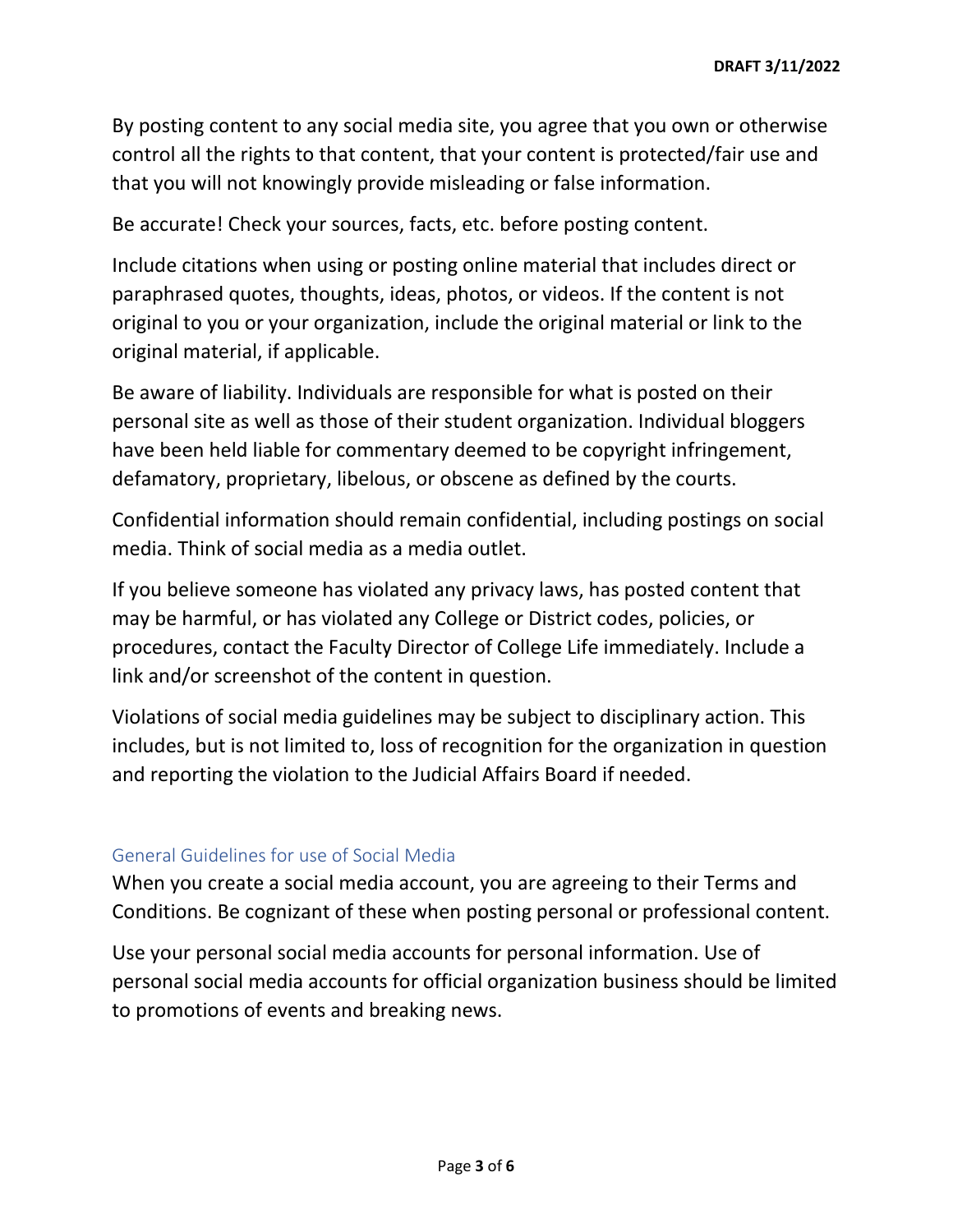By posting content to any social media site, you agree that you own or otherwise control all the rights to that content, that your content is protected/fair use and that you will not knowingly provide misleading or false information.

Be accurate! Check your sources, facts, etc. before posting content.

Include citations when using or posting online material that includes direct or paraphrased quotes, thoughts, ideas, photos, or videos. If the content is not original to you or your organization, include the original material or link to the original material, if applicable.

Be aware of liability. Individuals are responsible for what is posted on their personal site as well as those of their student organization. Individual bloggers have been held liable for commentary deemed to be copyright infringement, defamatory, proprietary, libelous, or obscene as defined by the courts.

Confidential information should remain confidential, including postings on social media. Think of social media as a media outlet.

If you believe someone has violated any privacy laws, has posted content that may be harmful, or has violated any College or District codes, policies, or procedures, contact the Faculty Director of College Life immediately. Include a link and/or screenshot of the content in question.

Violations of social media guidelines may be subject to disciplinary action. This includes, but is not limited to, loss of recognition for the organization in question and reporting the violation to the Judicial Affairs Board if needed.

## General Guidelines for use of Social Media

When you create a social media account, you are agreeing to their Terms and Conditions. Be cognizant of these when posting personal or professional content.

Use your personal social media accounts for personal information. Use of personal social media accounts for official organization business should be limited to promotions of events and breaking news.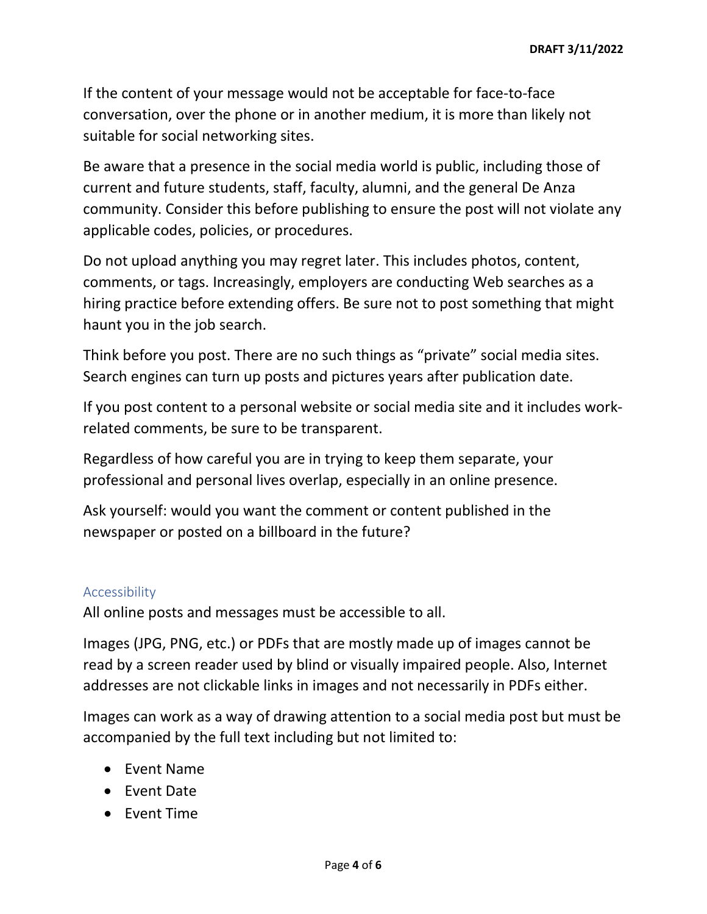If the content of your message would not be acceptable for face-to-face conversation, over the phone or in another medium, it is more than likely not suitable for social networking sites.

Be aware that a presence in the social media world is public, including those of current and future students, staff, faculty, alumni, and the general De Anza community. Consider this before publishing to ensure the post will not violate any applicable codes, policies, or procedures.

Do not upload anything you may regret later. This includes photos, content, comments, or tags. Increasingly, employers are conducting Web searches as a hiring practice before extending offers. Be sure not to post something that might haunt you in the job search.

Think before you post. There are no such things as "private" social media sites. Search engines can turn up posts and pictures years after publication date.

If you post content to a personal website or social media site and it includes work-related comments, be sure to be transparent.

Regardless of how careful you are in trying to keep them separate, your professional and personal lives overlap, especially in an online presence.

Ask yourself: would you want the comment or content published in the newspaper or posted on a billboard in the future?

## Accessibility

All online posts and messages must be accessible to all.

Images (JPG, PNG, etc.) or PDFs that are mostly made up of images cannot be read by a screen reader used by blind or visually impaired people. Also, Internet addresses are not clickable links in images and not necessarily in PDFs either.

Images can work as a way of drawing attention to a social media post but must be accompanied by the full text including but not limited to:

- Event Name
- Event Date
- Event Time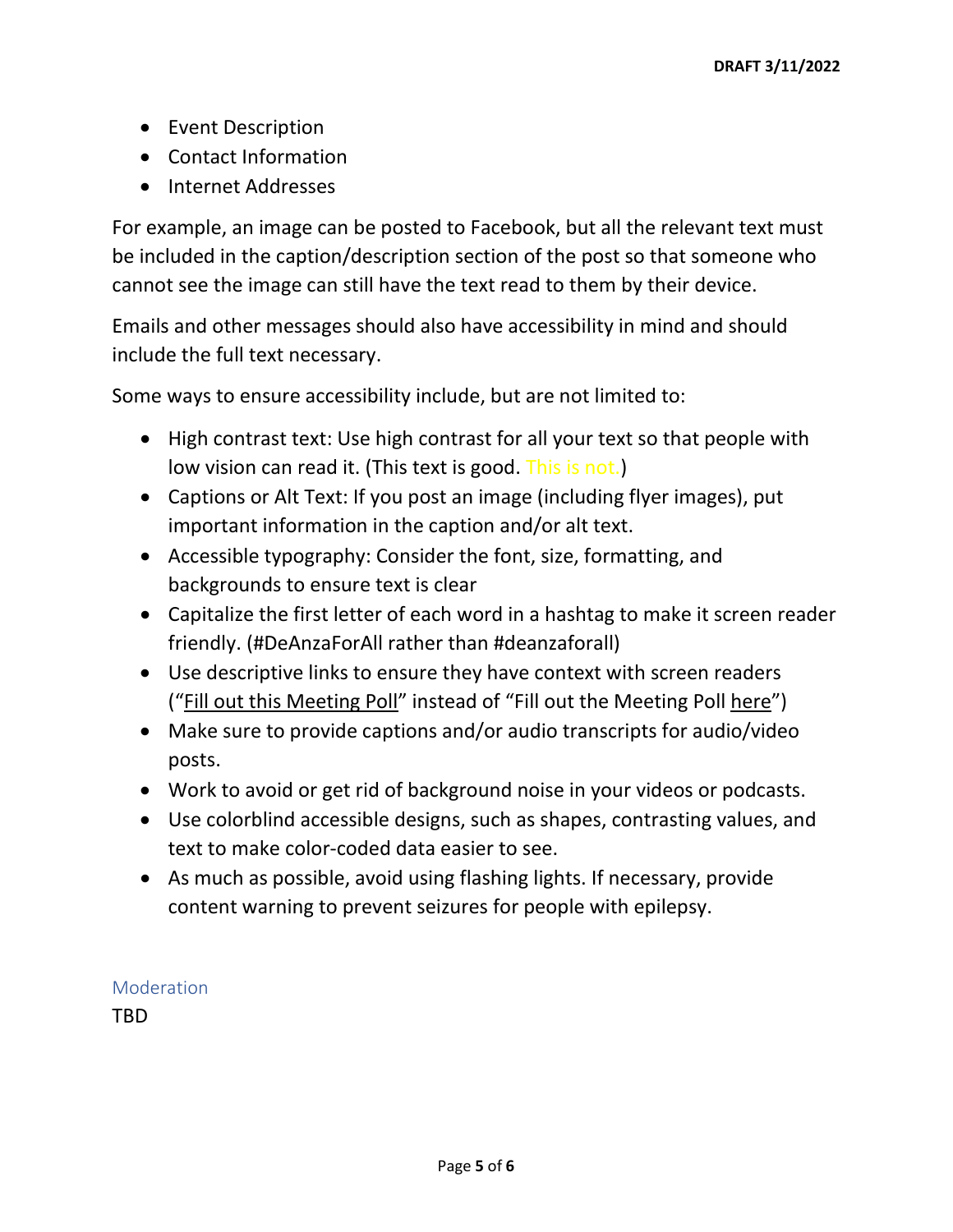- Event Description
- Contact Information
- Internet Addresses

For example, an image can be posted to Facebook, but all the relevant text must be included in the caption/description section of the post so that someone who cannot see the image can still have the text read to them by their device.

Emails and other messages should also have accessibility in mind and should include the full text necessary.

Some ways to ensure accessibility include, but are not limited to:

- High contrast text: Use high contrast for all your text so that people with low vision can read it. (This text is good. This is not.)
- Captions or Alt Text: If you post an image (including flyer images), put important information in the caption and/or alt text.
- Accessible typography: Consider the font, size, formatting, and backgrounds to ensure text is clear
- Capitalize the first letter of each word in a hashtag to make it screen reader friendly. (#DeAnzaForAll rather than #deanzaforall)
- Use descriptive links to ensure they have context with screen readers ("Fill out this Meeting Poll" instead of "Fill out the Meeting Poll here")
- Make sure to provide captions and/or audio transcripts for audio/video posts.
- Work to avoid or get rid of background noise in your videos or podcasts.
- Use colorblind accessible designs, such as shapes, contrasting values, and text to make color-coded data easier to see.
- As much as possible, avoid using flashing lights. If necessary, provide content warning to prevent seizures for people with epilepsy.

## Moderation

TBD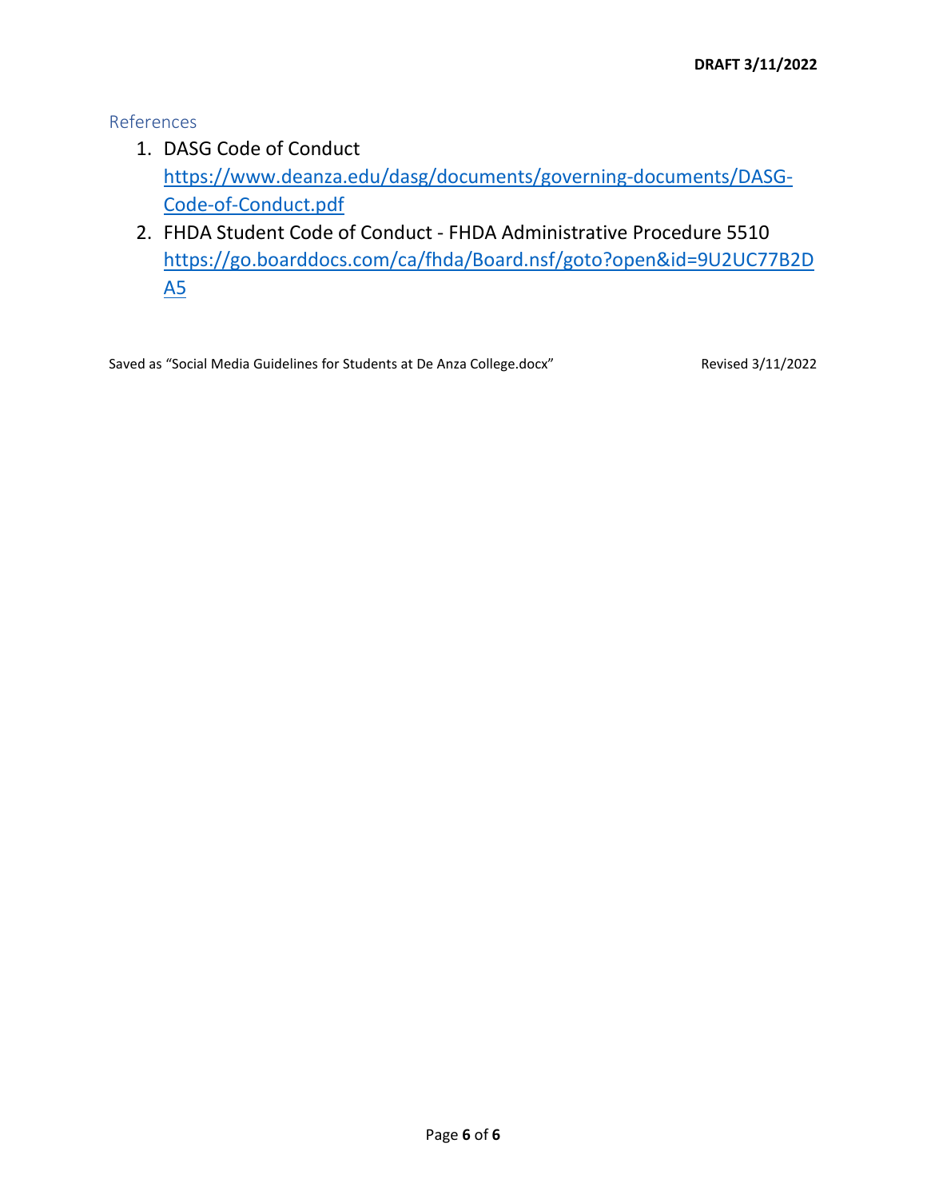## References

1. DASG Code of Conduct
   [https://www.deanza.edu/dasg/documents/governing-documents/DASG-Code-of-Conduct.pdf](https://www.deanza.edu/dasg/documents/governing-documents/DASG-Code-of-Conduct.pdf)
2. FHDA Student Code of Conduct - FHDA Administrative Procedure 5510
   [https://go.boarddocs.com/ca/fhda/Board.nsf/goto?open&id=9U2UC77B2DA5](https://go.boarddocs.com/ca/fhda/Board.nsf/goto?open&id=9U2UC77B2DA5)

Saved as "Social Media Guidelines for Students at De Anza College.docx" Revised 3/11/2022